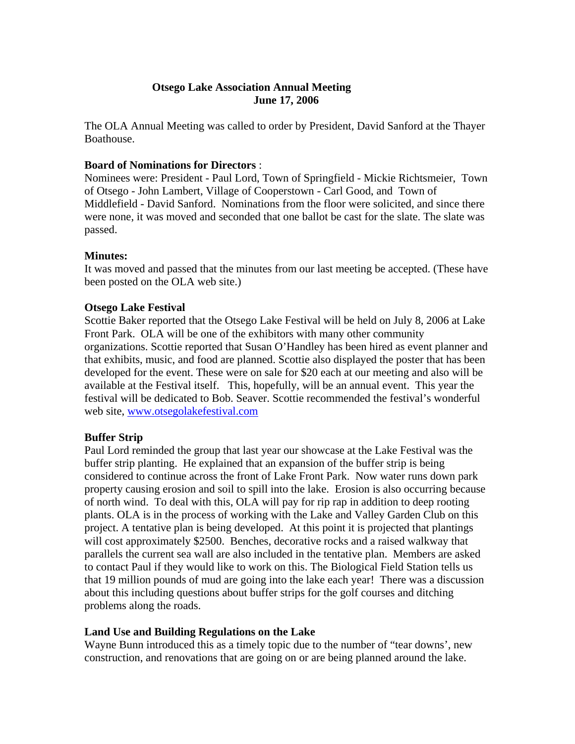# Otsego Lake Association Annual Meeting
## June 17, 2006

The OLA Annual Meeting was called to order by President, David Sanford at the Thayer Boathouse.

**Board of Nominations for Directors** :
Nominees were: President - Paul Lord, Town of Springfield - Mickie Richtsmeier, Town of Otsego - John Lambert, Village of Cooperstown - Carl Good, and Town of Middlefield - David Sanford. Nominations from the floor were solicited, and since there were none, it was moved and seconded that one ballot be cast for the slate. The slate was passed.

**Minutes:**
It was moved and passed that the minutes from our last meeting be accepted. (These have been posted on the OLA web site.)

**Otsego Lake Festival**
Scottie Baker reported that the Otsego Lake Festival will be held on July 8, 2006 at Lake Front Park. OLA will be one of the exhibitors with many other community organizations. Scottie reported that Susan O'Handley has been hired as event planner and that exhibits, music, and food are planned. Scottie also displayed the poster that has been developed for the event. These were on sale for $20 each at our meeting and also will be available at the Festival itself. This, hopefully, will be an annual event. This year the festival will be dedicated to Bob. Seaver. Scottie recommended the festival's wonderful web site, www.otsegolakefestival.com

**Buffer Strip**
Paul Lord reminded the group that last year our showcase at the Lake Festival was the buffer strip planting. He explained that an expansion of the buffer strip is being considered to continue across the front of Lake Front Park. Now water runs down park property causing erosion and soil to spill into the lake. Erosion is also occurring because of north wind. To deal with this, OLA will pay for rip rap in addition to deep rooting plants. OLA is in the process of working with the Lake and Valley Garden Club on this project. A tentative plan is being developed. At this point it is projected that plantings will cost approximately $2500. Benches, decorative rocks and a raised walkway that parallels the current sea wall are also included in the tentative plan. Members are asked to contact Paul if they would like to work on this. The Biological Field Station tells us that 19 million pounds of mud are going into the lake each year! There was a discussion about this including questions about buffer strips for the golf courses and ditching problems along the roads.

**Land Use and Building Regulations on the Lake**
Wayne Bunn introduced this as a timely topic due to the number of "tear downs', new construction, and renovations that are going on or are being planned around the lake.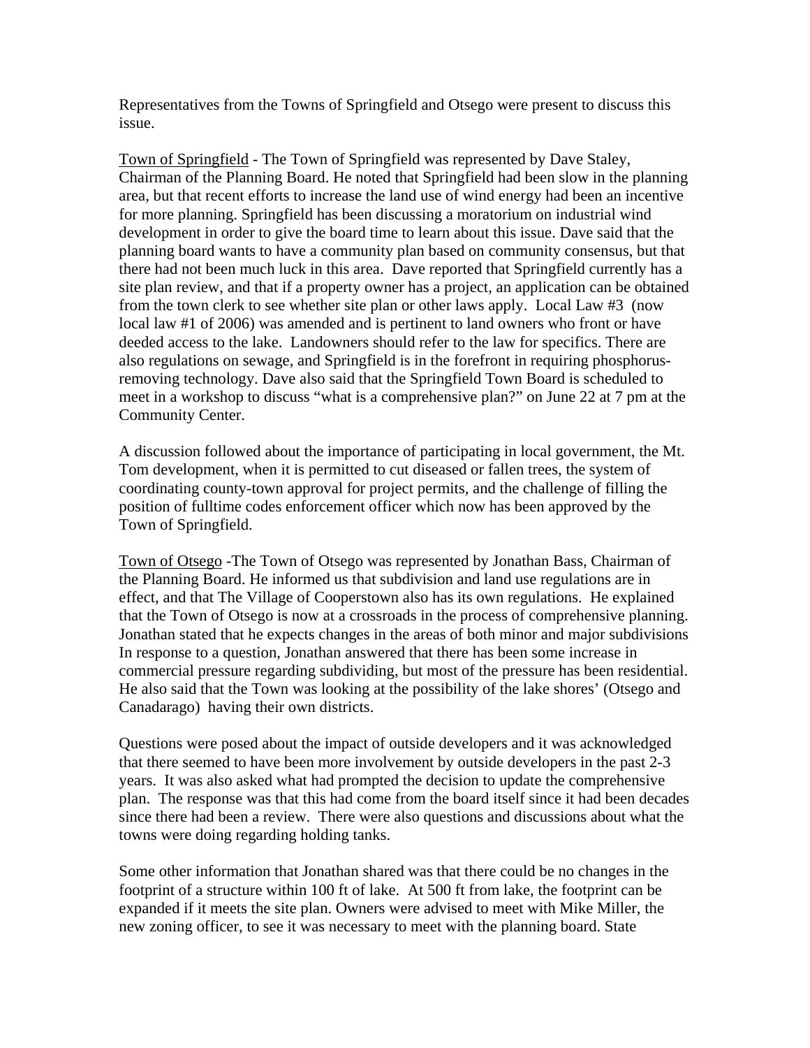Representatives from the Towns of Springfield and Otsego were present to discuss this issue.

Town of Springfield - The Town of Springfield was represented by Dave Staley, Chairman of the Planning Board. He noted that Springfield had been slow in the planning area, but that recent efforts to increase the land use of wind energy had been an incentive for more planning. Springfield has been discussing a moratorium on industrial wind development in order to give the board time to learn about this issue. Dave said that the planning board wants to have a community plan based on community consensus, but that there had not been much luck in this area. Dave reported that Springfield currently has a site plan review, and that if a property owner has a project, an application can be obtained from the town clerk to see whether site plan or other laws apply. Local Law #3 (now local law #1 of 2006) was amended and is pertinent to land owners who front or have deeded access to the lake. Landowners should refer to the law for specifics. There are also regulations on sewage, and Springfield is in the forefront in requiring phosphorus-removing technology. Dave also said that the Springfield Town Board is scheduled to meet in a workshop to discuss "what is a comprehensive plan?" on June 22 at 7 pm at the Community Center.

A discussion followed about the importance of participating in local government, the Mt. Tom development, when it is permitted to cut diseased or fallen trees, the system of coordinating county-town approval for project permits, and the challenge of filling the position of fulltime codes enforcement officer which now has been approved by the Town of Springfield.

Town of Otsego -The Town of Otsego was represented by Jonathan Bass, Chairman of the Planning Board. He informed us that subdivision and land use regulations are in effect, and that The Village of Cooperstown also has its own regulations. He explained that the Town of Otsego is now at a crossroads in the process of comprehensive planning. Jonathan stated that he expects changes in the areas of both minor and major subdivisions In response to a question, Jonathan answered that there has been some increase in commercial pressure regarding subdividing, but most of the pressure has been residential. He also said that the Town was looking at the possibility of the lake shores' (Otsego and Canadarago) having their own districts.

Questions were posed about the impact of outside developers and it was acknowledged that there seemed to have been more involvement by outside developers in the past 2-3 years. It was also asked what had prompted the decision to update the comprehensive plan. The response was that this had come from the board itself since it had been decades since there had been a review. There were also questions and discussions about what the towns were doing regarding holding tanks.

Some other information that Jonathan shared was that there could be no changes in the footprint of a structure within 100 ft of lake. At 500 ft from lake, the footprint can be expanded if it meets the site plan. Owners were advised to meet with Mike Miller, the new zoning officer, to see it was necessary to meet with the planning board. State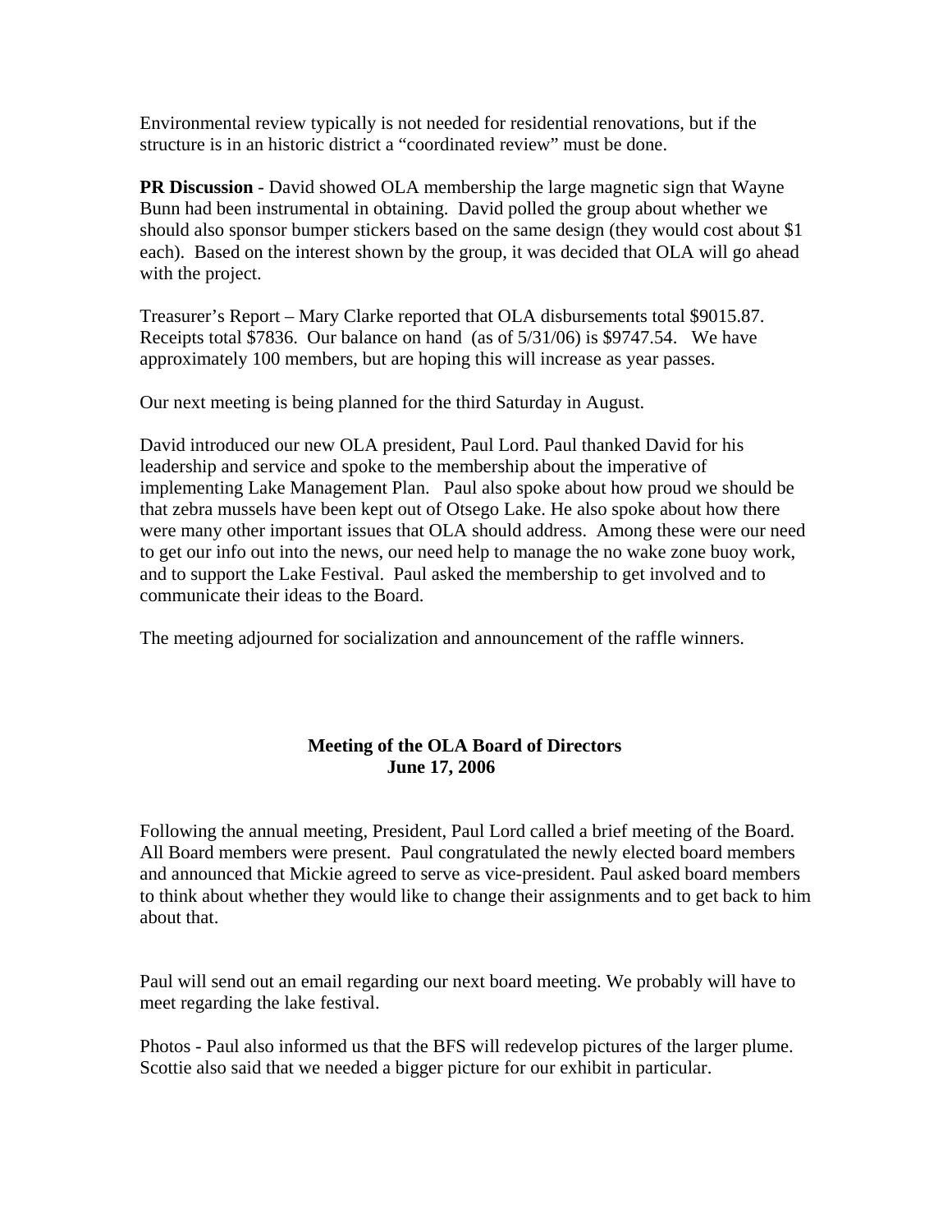Environmental review typically is not needed for residential renovations, but if the structure is in an historic district a "coordinated review" must be done.

**PR Discussion** - David showed OLA membership the large magnetic sign that Wayne Bunn had been instrumental in obtaining. David polled the group about whether we should also sponsor bumper stickers based on the same design (they would cost about $1 each). Based on the interest shown by the group, it was decided that OLA will go ahead with the project.

Treasurer's Report – Mary Clarke reported that OLA disbursements total $9015.87. Receipts total $7836. Our balance on hand (as of 5/31/06) is $9747.54. We have approximately 100 members, but are hoping this will increase as year passes.

Our next meeting is being planned for the third Saturday in August.

David introduced our new OLA president, Paul Lord. Paul thanked David for his leadership and service and spoke to the membership about the imperative of implementing Lake Management Plan. Paul also spoke about how proud we should be that zebra mussels have been kept out of Otsego Lake. He also spoke about how there were many other important issues that OLA should address. Among these were our need to get our info out into the news, our need help to manage the no wake zone buoy work, and to support the Lake Festival. Paul asked the membership to get involved and to communicate their ideas to the Board.

The meeting adjourned for socialization and announcement of the raffle winners.

## Meeting of the OLA Board of Directors
## June 17, 2006

Following the annual meeting, President, Paul Lord called a brief meeting of the Board. All Board members were present. Paul congratulated the newly elected board members and announced that Mickie agreed to serve as vice-president. Paul asked board members to think about whether they would like to change their assignments and to get back to him about that.

Paul will send out an email regarding our next board meeting. We probably will have to meet regarding the lake festival.

Photos - Paul also informed us that the BFS will redevelop pictures of the larger plume. Scottie also said that we needed a bigger picture for our exhibit in particular.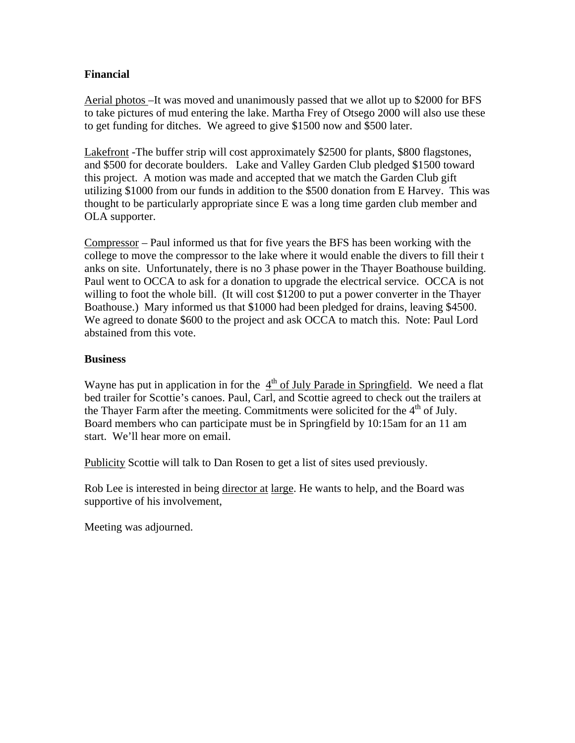**Financial**

Aerial photos –It was moved and unanimously passed that we allot up to $2000 for BFS to take pictures of mud entering the lake. Martha Frey of Otsego 2000 will also use these to get funding for ditches. We agreed to give $1500 now and $500 later.

Lakefront -The buffer strip will cost approximately $2500 for plants, $800 flagstones, and $500 for decorate boulders. Lake and Valley Garden Club pledged $1500 toward this project. A motion was made and accepted that we match the Garden Club gift utilizing $1000 from our funds in addition to the $500 donation from E Harvey. This was thought to be particularly appropriate since E was a long time garden club member and OLA supporter.

Compressor – Paul informed us that for five years the BFS has been working with the college to move the compressor to the lake where it would enable the divers to fill their t anks on site. Unfortunately, there is no 3 phase power in the Thayer Boathouse building. Paul went to OCCA to ask for a donation to upgrade the electrical service. OCCA is not willing to foot the whole bill. (It will cost $1200 to put a power converter in the Thayer Boathouse.) Mary informed us that $1000 had been pledged for drains, leaving $4500. We agreed to donate $600 to the project and ask OCCA to match this. Note: Paul Lord abstained from this vote.

**Business**

Wayne has put in application in for the 4th of July Parade in Springfield. We need a flat bed trailer for Scottie's canoes. Paul, Carl, and Scottie agreed to check out the trailers at the Thayer Farm after the meeting. Commitments were solicited for the 4th of July. Board members who can participate must be in Springfield by 10:15am for an 11 am start. We'll hear more on email.

Publicity Scottie will talk to Dan Rosen to get a list of sites used previously.

Rob Lee is interested in being director at large. He wants to help, and the Board was supportive of his involvement,

Meeting was adjourned.